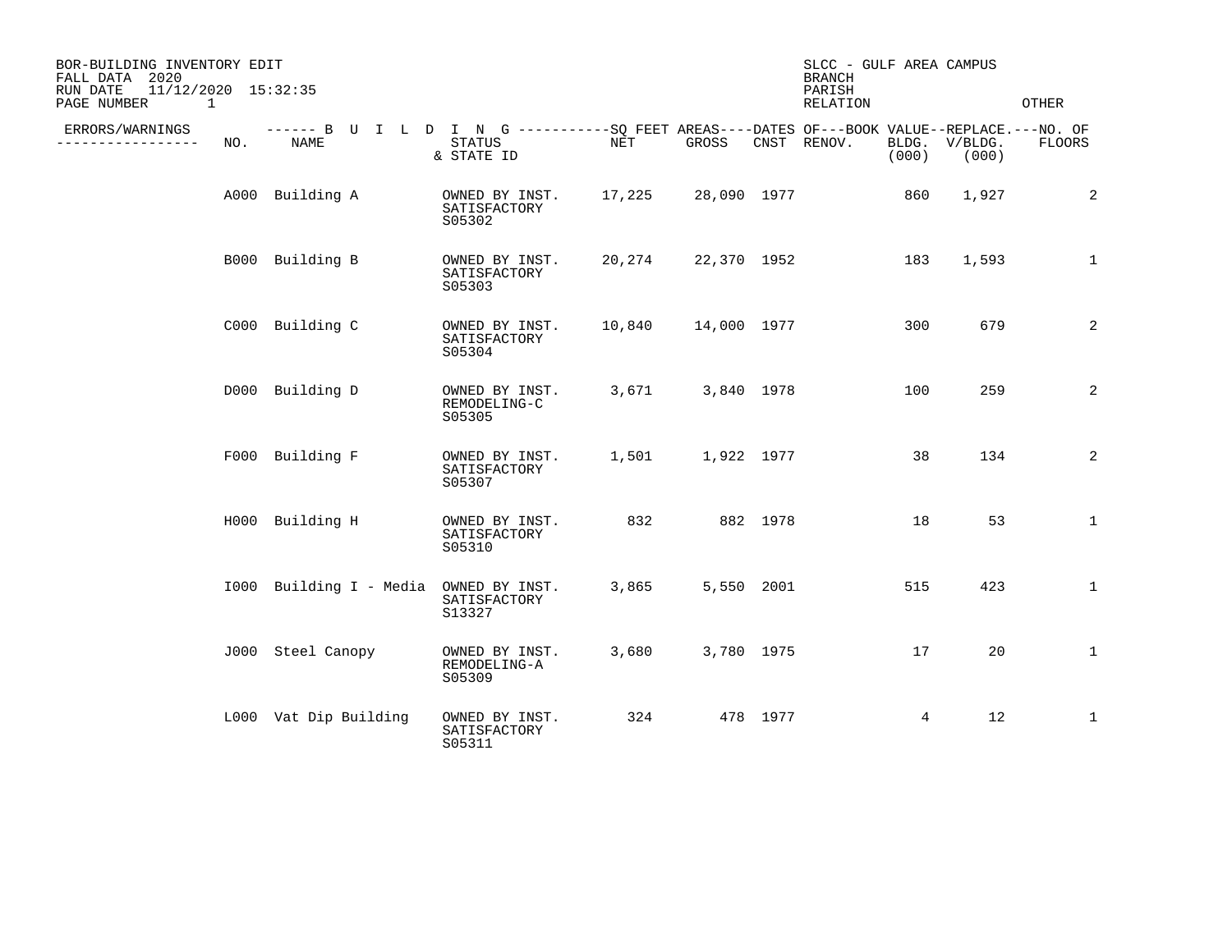BOR-BUILDING INVENTORY EDIT
FALL DATA 2020
RUN DATE 11/12/2020 15:32:35
PAGE NUMBER 1

SLCC - GULF AREA CAMPUS
BRANCH
PARISH
RELATION
OTHER

| ERRORS/WARNINGS | NO. | NAME | STATUS & STATE ID | NET | GROSS | CNST | RENOV. | BOOK VALUE BLDG. (000) | REPLACE. V/BLDG. (000) | NO. OF FLOORS |
|---|---|---|---|---|---|---|---|---|---|---|
| | A000 | Building A | OWNED BY INST. SATISFACTORY S05302 | 17,225 | 28,090 | 1977 | | 860 | 1,927 | 2 |
| | B000 | Building B | OWNED BY INST. SATISFACTORY S05303 | 20,274 | 22,370 | 1952 | | 183 | 1,593 | 1 |
| | C000 | Building C | OWNED BY INST. SATISFACTORY S05304 | 10,840 | 14,000 | 1977 | | 300 | 679 | 2 |
| | D000 | Building D | OWNED BY INST. REMODELING-C S05305 | 3,671 | 3,840 | 1978 | | 100 | 259 | 2 |
| | F000 | Building F | OWNED BY INST. SATISFACTORY S05307 | 1,501 | 1,922 | 1977 | | 38 | 134 | 2 |
| | H000 | Building H | OWNED BY INST. SATISFACTORY S05310 | 832 | 882 | 1978 | | 18 | 53 | 1 |
| | I000 | Building I - Media | OWNED BY INST. SATISFACTORY S13327 | 3,865 | 5,550 | 2001 | | 515 | 423 | 1 |
| | J000 | Steel Canopy | OWNED BY INST. REMODELING-A S05309 | 3,680 | 3,780 | 1975 | | 17 | 20 | 1 |
| | L000 | Vat Dip Building | OWNED BY INST. SATISFACTORY S05311 | 324 | 478 | 1977 | | 4 | 12 | 1 |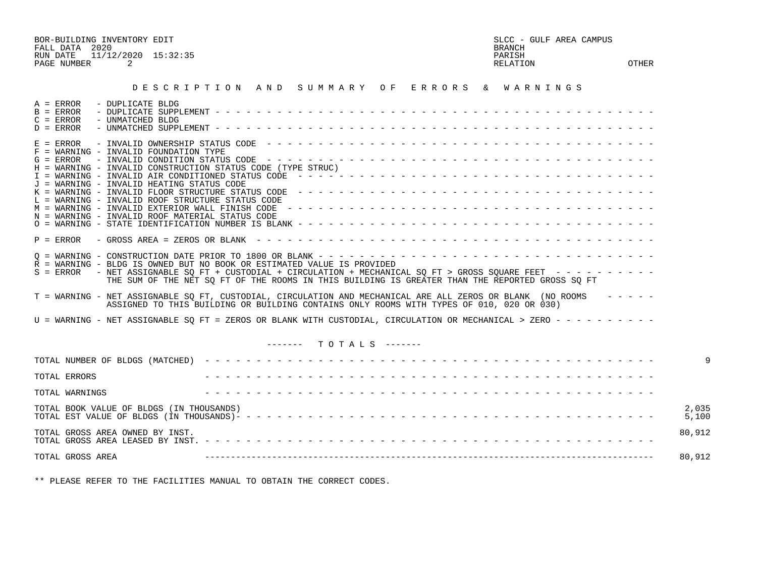BOR-BUILDING INVENTORY EDIT
FALL DATA 2020
RUN DATE 11/12/2020 15:32:35
PAGE NUMBER 2

SLCC - GULF AREA CAMPUS
BRANCH
PARISH
RELATION OTHER

## DESCRIPTION AND SUMMARY OF ERRORS & WARNINGS

A = ERROR - DUPLICATE BLDG
B = ERROR - DUPLICATE SUPPLEMENT
C = ERROR - UNMATCHED BLDG
D = ERROR - UNMATCHED SUPPLEMENT

E = ERROR - INVALID OWNERSHIP STATUS CODE
F = WARNING - INVALID FOUNDATION TYPE
G = ERROR - INVALID CONDITION STATUS CODE
H = WARNING - INVALID CONSTRUCTION STATUS CODE (TYPE STRUC)
I = WARNING - INVALID AIR CONDITIONED STATUS CODE
J = WARNING - INVALID HEATING STATUS CODE
K = WARNING - INVALID FLOOR STRUCTURE STATUS CODE
L = WARNING - INVALID ROOF STRUCTURE STATUS CODE
M = WARNING - INVALID EXTERIOR WALL FINISH CODE
N = WARNING - INVALID ROOF MATERIAL STATUS CODE
O = WARNING - STATE IDENTIFICATION NUMBER IS BLANK

P = ERROR - GROSS AREA = ZEROS OR BLANK

Q = WARNING - CONSTRUCTION DATE PRIOR TO 1800 OR BLANK
R = WARNING - BLDG IS OWNED BUT NO BOOK OR ESTIMATED VALUE IS PROVIDED
S = ERROR - NET ASSIGNABLE SQ FT + CUSTODIAL + CIRCULATION + MECHANICAL SQ FT > GROSS SQUARE FEET
THE SUM OF THE NET SQ FT OF THE ROOMS IN THIS BUILDING IS GREATER THAN THE REPORTED GROSS SQ FT

T = WARNING - NET ASSIGNABLE SQ FT, CUSTODIAL, CIRCULATION AND MECHANICAL ARE ALL ZEROS OR BLANK (NO ROOMS ASSIGNED TO THIS BUILDING OR BUILDING CONTAINS ONLY ROOMS WITH TYPES OF 010, 020 OR 030)

U = WARNING - NET ASSIGNABLE SQ FT = ZEROS OR BLANK WITH CUSTODIAL, CIRCULATION OR MECHANICAL > ZERO

## TOTALS

| | |
|---|---|
| TOTAL NUMBER OF BLDGS (MATCHED) | 9 |
| TOTAL ERRORS | |
| TOTAL WARNINGS | |
| TOTAL BOOK VALUE OF BLDGS (IN THOUSANDS) | 2,035 |
| TOTAL EST VALUE OF BLDGS (IN THOUSANDS) | 5,100 |
| TOTAL GROSS AREA OWNED BY INST. | 80,912 |
| TOTAL GROSS AREA LEASED BY INST. | |
| TOTAL GROSS AREA | 80,912 |

** PLEASE REFER TO THE FACILITIES MANUAL TO OBTAIN THE CORRECT CODES.